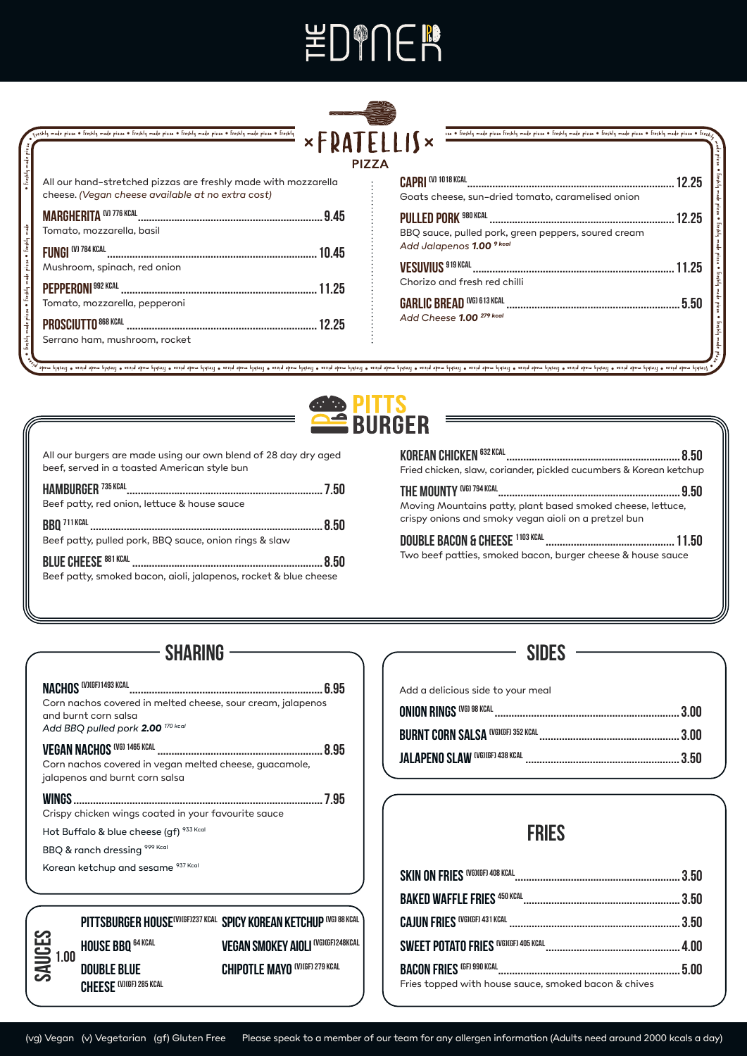# THE DINER

## FRATELLIS PIZZA

All our hand-stretched pizzas are freshly made with mozzarella cheese. *(Vegan cheese available at no extra cost)*

**MARGHERITA** (V) 776 KCAL ............ 9.45
Tomato, mozzarella, basil

**FUNGI** (V) 784 KCAL ............ 10.45
Mushroom, spinach, red onion

**PEPPERONI** 992 KCAL ............ 11.25
Tomato, mozzarella, pepperoni

**PROSCIUTTO** 868 KCAL ............ 12.25
Serrano ham, mushroom, rocket

**CAPRI** (V) 1018 KCAL ............ 12.25
Goats cheese, sun-dried tomato, caramelised onion

**PULLED PORK** 980 KCAL ............ 12.25
BBQ sauce, pulled pork, green peppers, soured cream
*Add Jalapenos **1.00** 9 kcal*

**VESUVIUS** 919 KCAL ............ 11.25
Chorizo and fresh red chilli

**GARLIC BREAD** (VG) 613 KCAL ............ 5.50
*Add Cheese **1.00** 279 kcal*

## PITTS BURGER

All our burgers are made using our own blend of 28 day dry aged beef, served in a toasted American style bun

**HAMBURGER** 735 KCAL ............ 7.50
Beef patty, red onion, lettuce & house sauce

**BBQ** 711 KCAL ............ 8.50
Beef patty, pulled pork, BBQ sauce, onion rings & slaw

**BLUE CHEESE** 881 KCAL ............ 8.50
Beef patty, smoked bacon, aioli, jalapenos, rocket & blue cheese

**KOREAN CHICKEN** 632 KCAL ............ 8.50
Fried chicken, slaw, coriander, pickled cucumbers & Korean ketchup

**THE MOUNTY** (VG) 794 KCAL ............ 9.50
Moving Mountains patty, plant based smoked cheese, lettuce, crispy onions and smoky vegan aioli on a pretzel bun

**DOUBLE BACON & CHEESE** 1103 KCAL ............ 11.50
Two beef patties, smoked bacon, burger cheese & house sauce

## SHARING

**NACHOS** (V)(GF) 1493 KCAL ............ 6.95
Corn nachos covered in melted cheese, sour cream, jalapenos and burnt corn salsa
*Add BBQ pulled pork **2.00** 170 kcal*

**VEGAN NACHOS** (VG) 1465 KCAL ............ 8.95
Corn nachos covered in vegan melted cheese, guacamole, jalapenos and burnt corn salsa

**WINGS** ............ 7.95
Crispy chicken wings coated in your favourite sauce

Hot Buffalo & blue cheese (gf) 933 Kcal

BBQ & ranch dressing 999 Kcal

Korean ketchup and sesame 937 Kcal

## SAUCES 1.00

- **PITTSBURGER HOUSE** (V)(GF) 237 KCAL
- **HOUSE BBQ** 64 KCAL
- **DOUBLE BLUE CHEESE** (V)(GF) 285 KCAL
- **SPICY KOREAN KETCHUP** (VG) 88 KCAL
- **VEGAN SMOKEY AIOLI** (VG)(GF) 248 KCAL
- **CHIPOTLE MAYO** (V)(GF) 279 KCAL

## SIDES

Add a delicious side to your meal

**ONION RINGS** (VG) 98 KCAL ............ 3.00

**BURNT CORN SALSA** (VG)(GF) 352 KCAL ............ 3.00

**JALAPENO SLAW** (VG)(GF) 438 KCAL ............ 3.50

## FRIES

**SKIN ON FRIES** (VG)(GF) 408 KCAL ............ 3.50

**BAKED WAFFLE FRIES** 450 KCAL ............ 3.50

**CAJUN FRIES** (VG)(GF) 431 KCAL ............ 3.50

**SWEET POTATO FRIES** (VG)(GF) 405 KCAL ............ 4.00

**BACON FRIES** (GF) 990 KCAL ............ 5.00
Fries topped with house sauce, smoked bacon & chives

(vg) Vegan (v) Vegetarian (gf) Gluten Free Please speak to a member of our team for any allergen information (Adults need around 2000 kcals a day)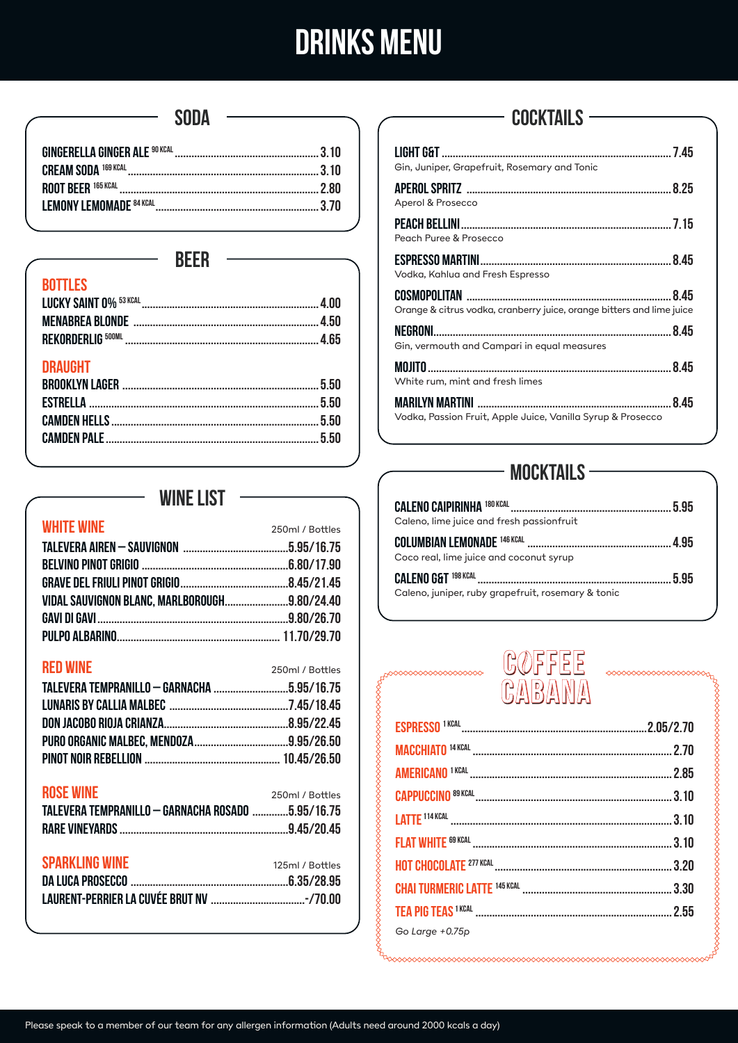# DRINKS MENU

## SODA

- GINGERELLA GINGER ALE 90 KCAL .... 3.10
- CREAM SODA 169 KCAL .... 3.10
- ROOT BEER 165 KCAL .... 2.80
- LEMONY LEMOMADE 84 KCAL .... 3.70

## BEER

### BOTTLES

- LUCKY SAINT 0% 53 KCAL .... 4.00
- MENABREA BLONDE .... 4.50
- REKORDERLIG 500ML .... 4.65

### DRAUGHT

- BROOKLYN LAGER .... 5.50
- ESTRELLA .... 5.50
- CAMDEN HELLS .... 5.50
- CAMDEN PALE .... 5.50

## WINE LIST

### WHITE WINE

250ml / Bottles

- TALEVERA AIREN – SAUVIGNON .... 5.95/16.75
- BELVINO PINOT GRIGIO .... 6.80/17.90
- GRAVE DEL FRIULI PINOT GRIGIO .... 8.45/21.45
- VIDAL SAUVIGNON BLANC, MARLBOROUGH .... 9.80/24.40
- GAVI DI GAVI .... 9.80/26.70
- PULPO ALBARINO .... 11.70/29.70

### RED WINE

250ml / Bottles

- TALEVERA TEMPRANILLO – GARNACHA .... 5.95/16.75
- LUNARIS BY CALLIA MALBEC .... 7.45/18.45
- DON JACOBO RIOJA CRIANZA .... 8.95/22.45
- PURO ORGANIC MALBEC, MENDOZA .... 9.95/26.50
- PINOT NOIR REBELLION .... 10.45/26.50

### ROSE WINE

250ml / Bottles

- TALEVERA TEMPRANILLO – GARNACHA ROSADO .... 5.95/16.75
- RARE VINEYARDS .... 9.45/20.45

### SPARKLING WINE

125ml / Bottles

- DA LUCA PROSECCO .... 6.35/28.95
- LAURENT-PERRIER LA CUVÉE BRUT NV .... -/70.00

## COCKTAILS

- LIGHT G&T .... 7.45
  Gin, Juniper, Grapefruit, Rosemary and Tonic
- APEROL SPRITZ .... 8.25
  Aperol & Prosecco
- PEACH BELLINI .... 7.15
  Peach Puree & Prosecco
- ESPRESSO MARTINI .... 8.45
  Vodka, Kahlua and Fresh Espresso
- COSMOPOLITAN .... 8.45
  Orange & citrus vodka, cranberry juice, orange bitters and lime juice
- NEGRONI .... 8.45
  Gin, vermouth and Campari in equal measures
- MOJITO .... 8.45
  White rum, mint and fresh limes
- MARILYN MARTINI .... 8.45
  Vodka, Passion Fruit, Apple Juice, Vanilla Syrup & Prosecco

## MOCKTAILS

- CALENO CAIPIRINHA 180 KCAL .... 5.95
  Caleno, lime juice and fresh passionfruit
- COLUMBIAN LEMONADE 146 KCAL .... 4.95
  Coco real, lime juice and coconut syrup
- CALENO G&T 198 KCAL .... 5.95
  Caleno, juniper, ruby grapefruit, rosemary & tonic

## COFFEE CABANA

- ESPRESSO 1 KCAL .... 2.05/2.70
- MACCHIATO 14 KCAL .... 2.70
- AMERICANO 1 KCAL .... 2.85
- CAPPUCCINO 89 KCAL .... 3.10
- LATTE 114 KCAL .... 3.10
- FLAT WHITE 69 KCAL .... 3.10
- HOT CHOCOLATE 277 KCAL .... 3.20
- CHAI TURMERIC LATTE 145 KCAL .... 3.30
- TEA PIG TEAS 1 KCAL .... 2.55

*Go Large +0.75p*

Please speak to a member of our team for any allergen information (Adults need around 2000 kcals a day)